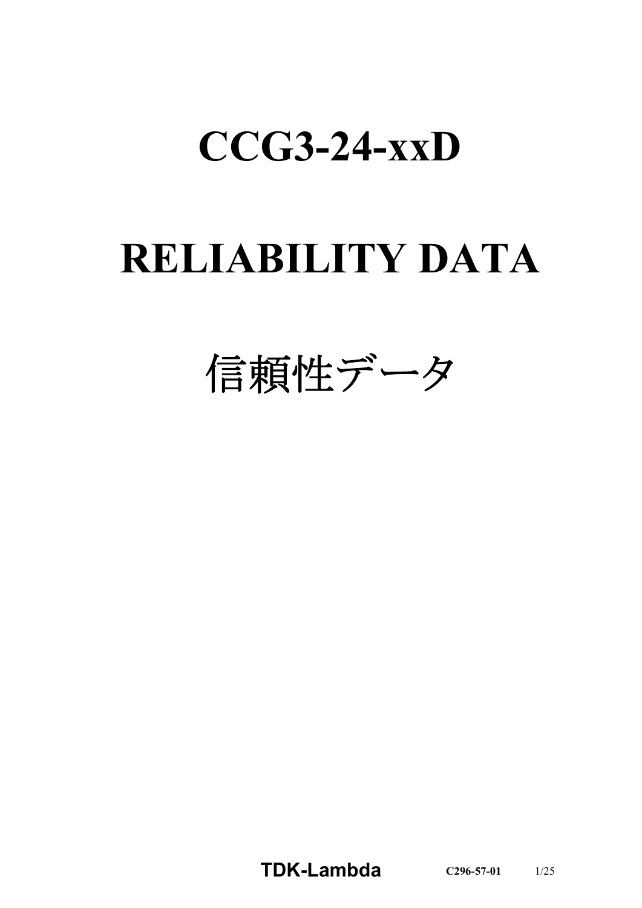# CCG3-24-xxD

# RELIABILITY DATA

# 信頼性データ

**TDK-Lambda** **C296-57-01**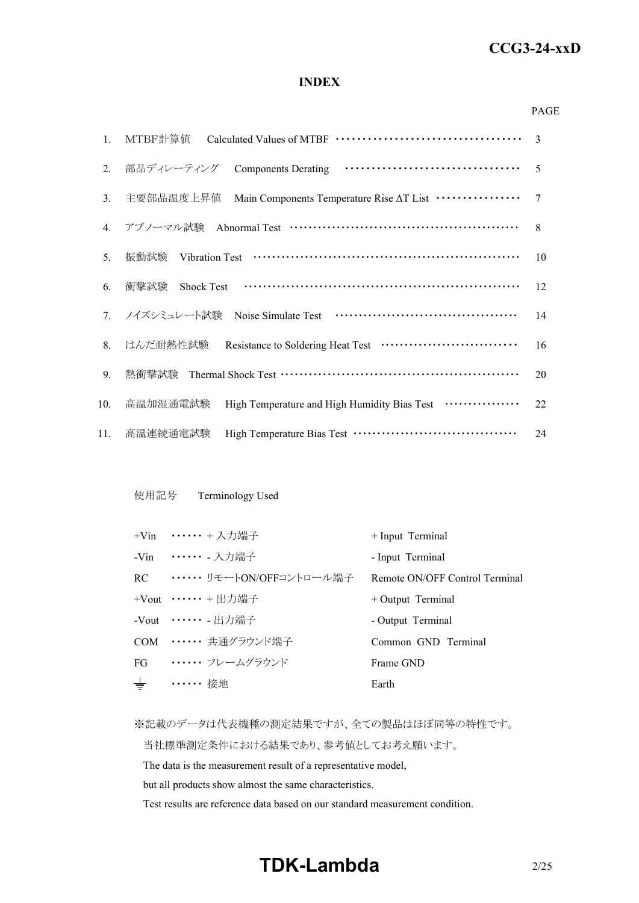## INDEX

| | | PAGE |
|---|---|---|
| 1. | MTBF計算値　Calculated Values of MTBF | 3 |
| 2. | 部品ディレーティング　Components Derating | 5 |
| 3. | 主要部品温度上昇値　Main Components Temperature Rise ΔT List | 7 |
| 4. | アブノーマル試験　Abnormal Test | 8 |
| 5. | 振動試験　Vibration Test | 10 |
| 6. | 衝撃試験　Shock Test | 12 |
| 7. | ノイズシミュレート試験　Noise Simulate Test | 14 |
| 8. | はんだ耐熱性試験　Resistance to Soldering Heat Test | 16 |
| 9. | 熱衝撃試験　Thermal Shock Test | 20 |
| 10. | 高温加湿通電試験　High Temperature and High Humidity Bias Test | 22 |
| 11. | 高温連続通電試験　High Temperature Bias Test | 24 |

使用記号　Terminology Used

| | | |
|---|---|---|
| +Vin | ・・・・・・ + 入力端子 | + Input Terminal |
| -Vin | ・・・・・・ - 入力端子 | - Input Terminal |
| RC | ・・・・・・ リモートON/OFFコントロール端子 | Remote ON/OFF Control Terminal |
| +Vout | ・・・・・・ + 出力端子 | + Output Terminal |
| -Vout | ・・・・・・ - 出力端子 | - Output Terminal |
| COM | ・・・・・・ 共通グラウンド端子 | Common GND Terminal |
| FG | ・・・・・・ フレームグラウンド | Frame GND |
| ⏚ | ・・・・・・ 接地 | Earth |

※記載のデータは代表機種の測定結果ですが、全ての製品はほぼ同等の特性です。
当社標準測定条件における結果であり、参考値としてお考え願います。
The data is the measurement result of a representative model,
but all products show almost the same characteristics.
Test results are reference data based on our standard measurement condition.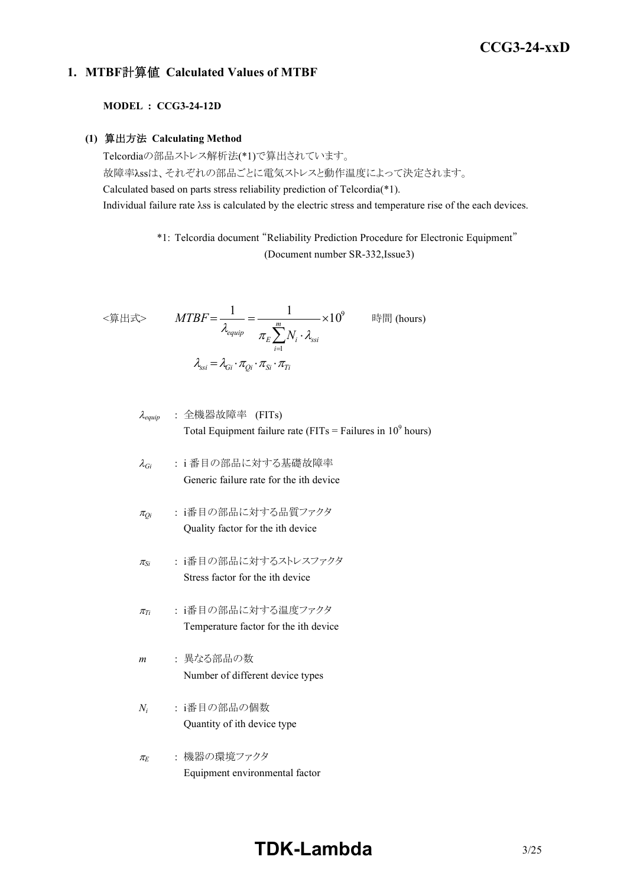## 1. MTBF計算値 Calculated Values of MTBF

**MODEL : CCG3-24-12D**

### (1) 算出方法 Calculating Method

Telcordiaの部品ストレス解析法(*1)で算出されています。
故障率λssは、それぞれの部品ごとに電気ストレスと動作温度によって決定されます。
Calculated based on parts stress reliability prediction of Telcordia(*1).
Individual failure rate λss is calculated by the electric stress and temperature rise of the each devices.

*1: Telcordia document "Reliability Prediction Procedure for Electronic Equipment" (Document number SR-332,Issue3)

<算出式>

$$MTBF = \frac{1}{\lambda_{equip}} = \frac{1}{\pi_E \sum_{i=1}^{m} N_i \cdot \lambda_{ssi}} \times 10^9 \quad \text{時間 (hours)}$$

$$\lambda_{ssi} = \lambda_{Gi} \cdot \pi_{Qi} \cdot \pi_{Si} \cdot \pi_{Ti}$$

- $\lambda_{equip}$ : 全機器故障率 (FITs)
  Total Equipment failure rate (FITs = Failures in $10^9$ hours)
- $\lambda_{Gi}$ : i 番目の部品に対する基礎故障率
  Generic failure rate for the ith device
- $\pi_{Qi}$ : i番目の部品に対する品質ファクタ
  Quality factor for the ith device
- $\pi_{Si}$ : i番目の部品に対するストレスファクタ
  Stress factor for the ith device
- $\pi_{Ti}$ : i番目の部品に対する温度ファクタ
  Temperature factor for the ith device
- $m$ : 異なる部品の数
  Number of different device types
- $N_i$ : i番目の部品の個数
  Quantity of ith device type
- $\pi_E$ : 機器の環境ファクタ
  Equipment environmental factor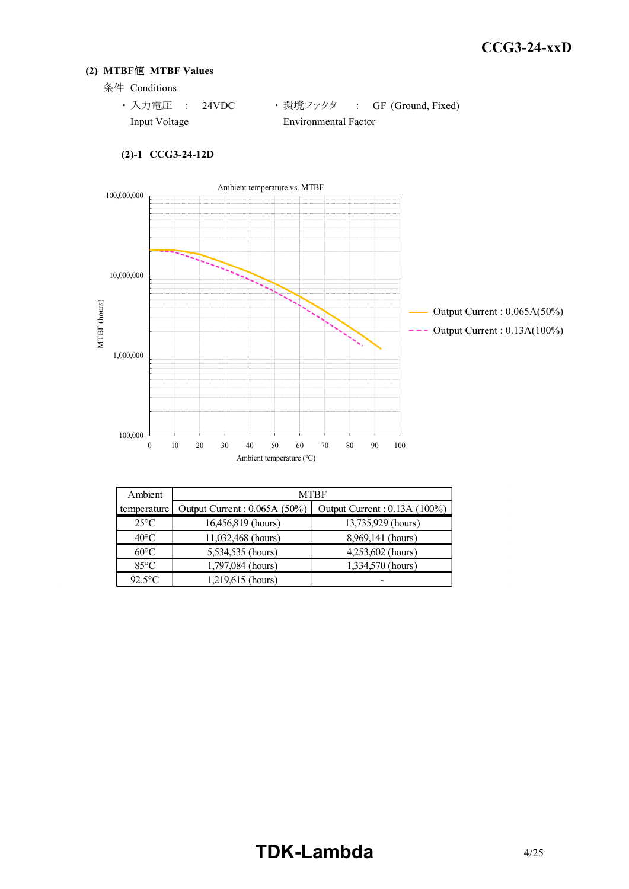## (2) MTBF値 MTBF Values

条件 Conditions

- 入力電圧 : 24VDC
  Input Voltage
- 環境ファクタ : GF (Ground, Fixed)
  Environmental Factor

### (2)-1 CCG3-24-12D

Ambient temperature vs. MTBF

Output Current : 0.065A(50%)

Output Current : 0.13A(100%)

| Ambient temperature | MTBF | |
|---|---|---|
| | Output Current : 0.065A (50%) | Output Current : 0.13A (100%) |
| 25°C | 16,456,819 (hours) | 13,735,929 (hours) |
| 40°C | 11,032,468 (hours) | 8,969,141 (hours) |
| 60°C | 5,534,535 (hours) | 4,253,602 (hours) |
| 85°C | 1,797,084 (hours) | 1,334,570 (hours) |
| 92.5°C | 1,219,615 (hours) | - |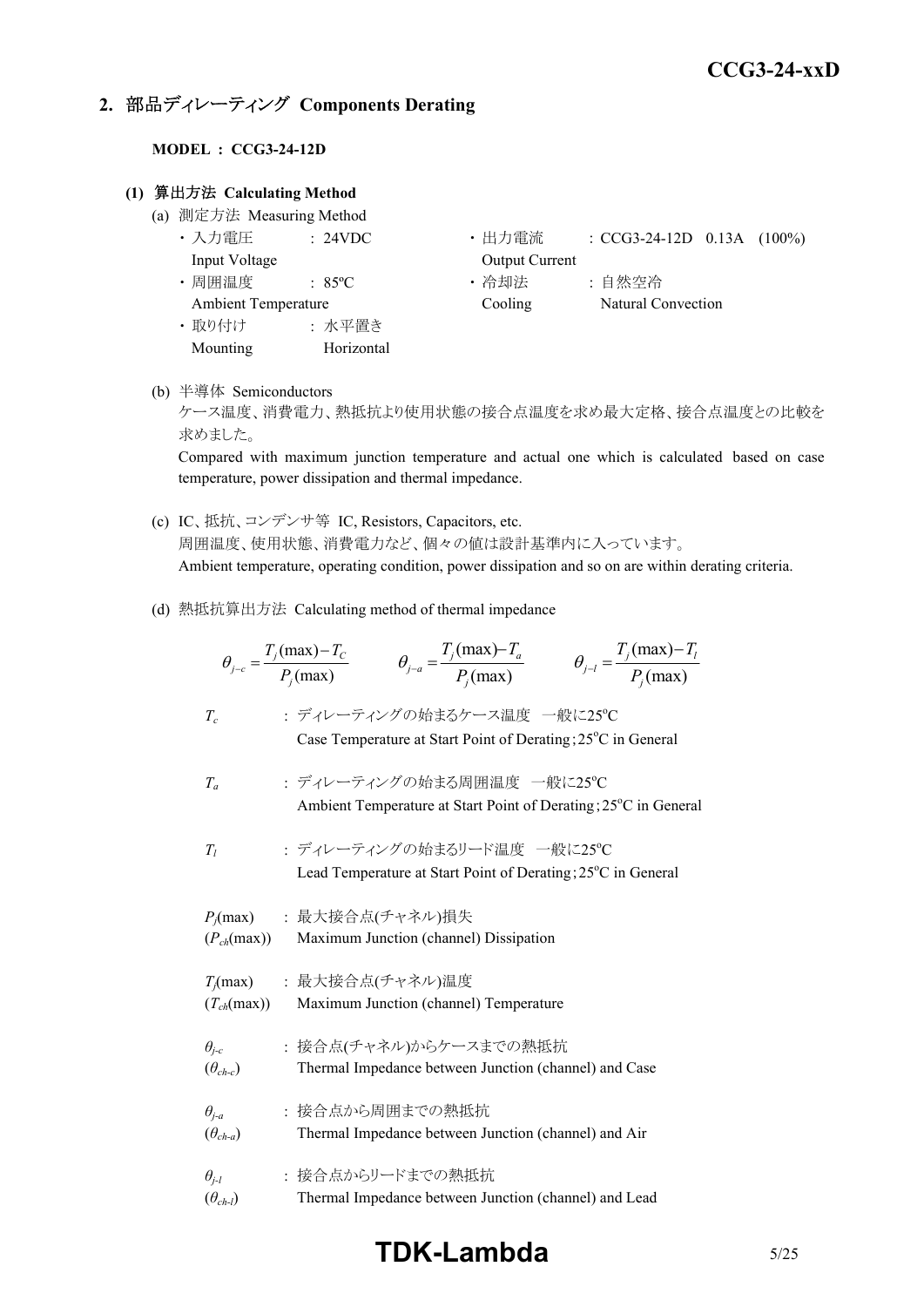## 2. 部品ディレーティング Components Derating

**MODEL : CCG3-24-12D**

### (1) 算出方法 Calculating Method

(a) 測定方法 Measuring Method

- 入力電圧 Input Voltage : 24VDC
- 出力電流 Output Current : CCG3-24-12D 0.13A (100%)
- 周囲温度 Ambient Temperature : 85ºC
- 冷却法 Cooling : 自然空冷 Natural Convection
- 取り付け Mounting : 水平置き Horizontal

(b) 半導体 Semiconductors

ケース温度、消費電力、熱抵抗より使用状態の接合点温度を求め最大定格、接合点温度との比較を求めました。

Compared with maximum junction temperature and actual one which is calculated based on case temperature, power dissipation and thermal impedance.

(c) IC、抵抗、コンデンサ等 IC, Resistors, Capacitors, etc.

周囲温度、使用状態、消費電力など、個々の値は設計基準内に入っています。

Ambient temperature, operating condition, power dissipation and so on are within derating criteria.

(d) 熱抵抗算出方法 Calculating method of thermal impedance

$$\theta_{j-c} = \frac{T_j(\max) - T_C}{P_j(\max)} \qquad \theta_{j-a} = \frac{T_j(\max) - T_a}{P_j(\max)} \qquad \theta_{j-l} = \frac{T_j(\max) - T_l}{P_j(\max)}$$

$T_c$ : ディレーティングの始まるケース温度 一般に25ºC
Case Temperature at Start Point of Derating; 25ºC in General

$T_a$ : ディレーティングの始まる周囲温度 一般に25ºC
Ambient Temperature at Start Point of Derating; 25ºC in General

$T_l$ : ディレーティングの始まるリード温度 一般に25ºC
Lead Temperature at Start Point of Derating; 25ºC in General

$P_j(\max)$ ($P_{ch}(\max)$) : 最大接合点(チャネル)損失
Maximum Junction (channel) Dissipation

$T_j(\max)$ ($T_{ch}(\max)$) : 最大接合点(チャネル)温度
Maximum Junction (channel) Temperature

$\theta_{j-c}$ ($\theta_{ch-c}$) : 接合点(チャネル)からケースまでの熱抵抗
Thermal Impedance between Junction (channel) and Case

$\theta_{j-a}$ ($\theta_{ch-a}$) : 接合点から周囲までの熱抵抗
Thermal Impedance between Junction (channel) and Air

$\theta_{j-l}$ ($\theta_{ch-l}$) : 接合点からリードまでの熱抵抗
Thermal Impedance between Junction (channel) and Lead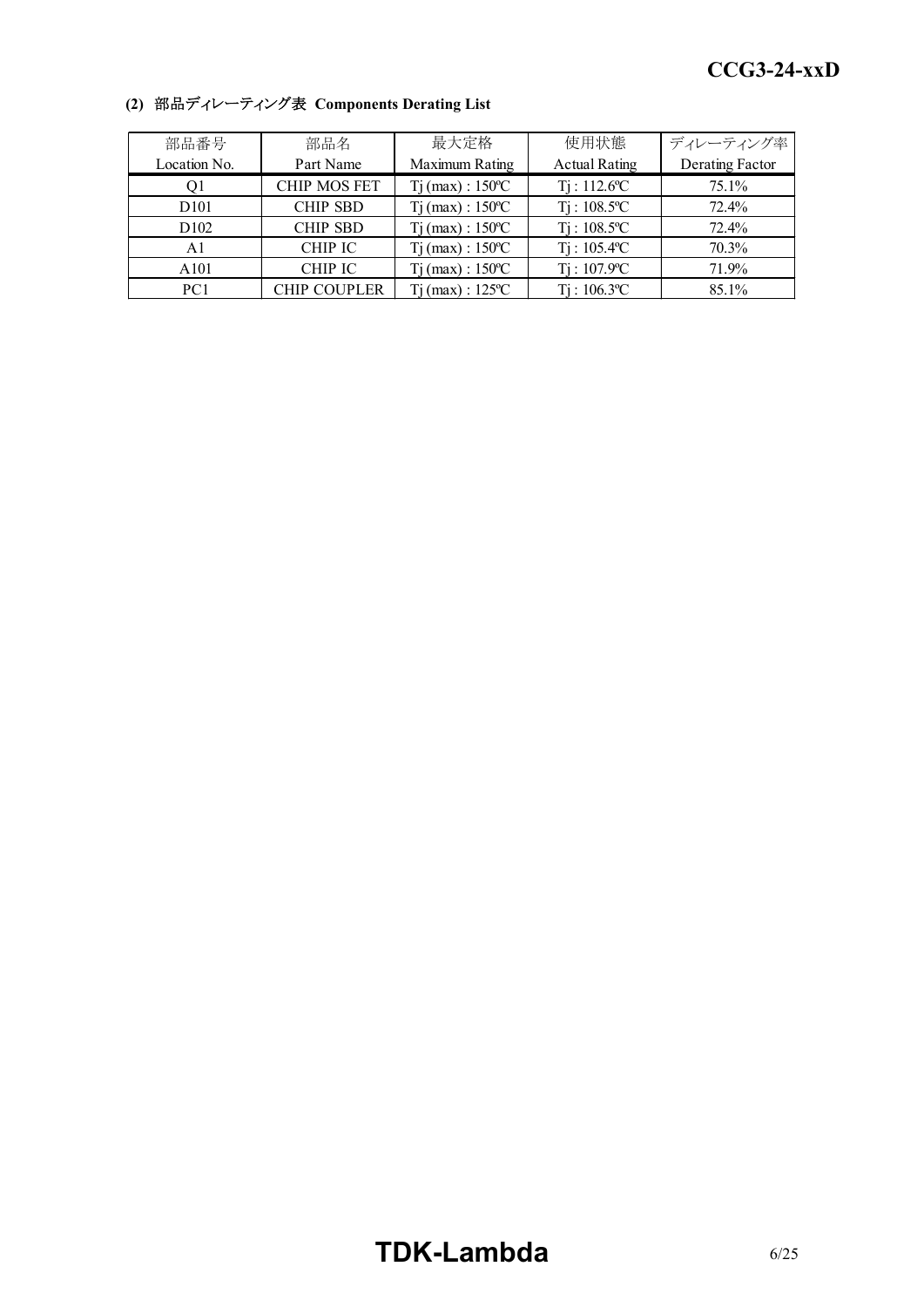### (2) 部品ディレーティング表 Components Derating List

| 部品番号<br>Location No. | 部品名<br>Part Name | 最大定格<br>Maximum Rating | 使用状態<br>Actual Rating | ディレーティング率<br>Derating Factor |
|---|---|---|---|---|
| Q1 | CHIP MOS FET | Tj (max) : 150ºC | Tj : 112.6ºC | 75.1% |
| D101 | CHIP SBD | Tj (max) : 150ºC | Tj : 108.5ºC | 72.4% |
| D102 | CHIP SBD | Tj (max) : 150ºC | Tj : 108.5ºC | 72.4% |
| A1 | CHIP IC | Tj (max) : 150ºC | Tj : 105.4ºC | 70.3% |
| A101 | CHIP IC | Tj (max) : 150ºC | Tj : 107.9ºC | 71.9% |
| PC1 | CHIP COUPLER | Tj (max) : 125ºC | Tj : 106.3ºC | 85.1% |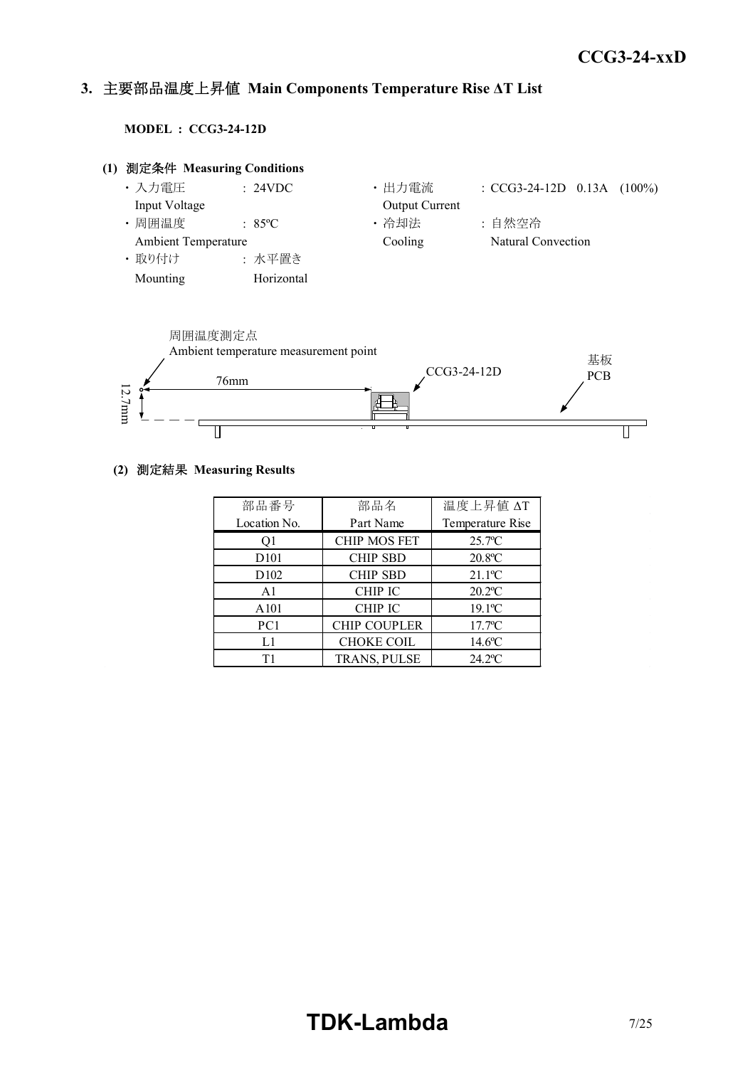## 3. 主要部品温度上昇値 Main Components Temperature Rise ΔT List

**MODEL : CCG3-24-12D**

**(1) 測定条件 Measuring Conditions**

- 入力電圧 Input Voltage : 24VDC
- 出力電流 Output Current : CCG3-24-12D 0.13A (100%)
- 周囲温度 Ambient Temperature : 85ºC
- 冷却法 Cooling : 自然空冷 Natural Convection
- 取り付け Mounting : 水平置き Horizontal

周囲温度測定点
Ambient temperature measurement point

76mm

12.7mm

CCG3-24-12D

基板
PCB

**(2) 測定結果 Measuring Results**

| 部品番号<br>Location No. | 部品名<br>Part Name | 温度上昇値 ΔT<br>Temperature Rise |
|---|---|---|
| Q1 | CHIP MOS FET | 25.7ºC |
| D101 | CHIP SBD | 20.8ºC |
| D102 | CHIP SBD | 21.1ºC |
| A1 | CHIP IC | 20.2ºC |
| A101 | CHIP IC | 19.1ºC |
| PC1 | CHIP COUPLER | 17.7ºC |
| L1 | CHOKE COIL | 14.6ºC |
| T1 | TRANS, PULSE | 24.2ºC |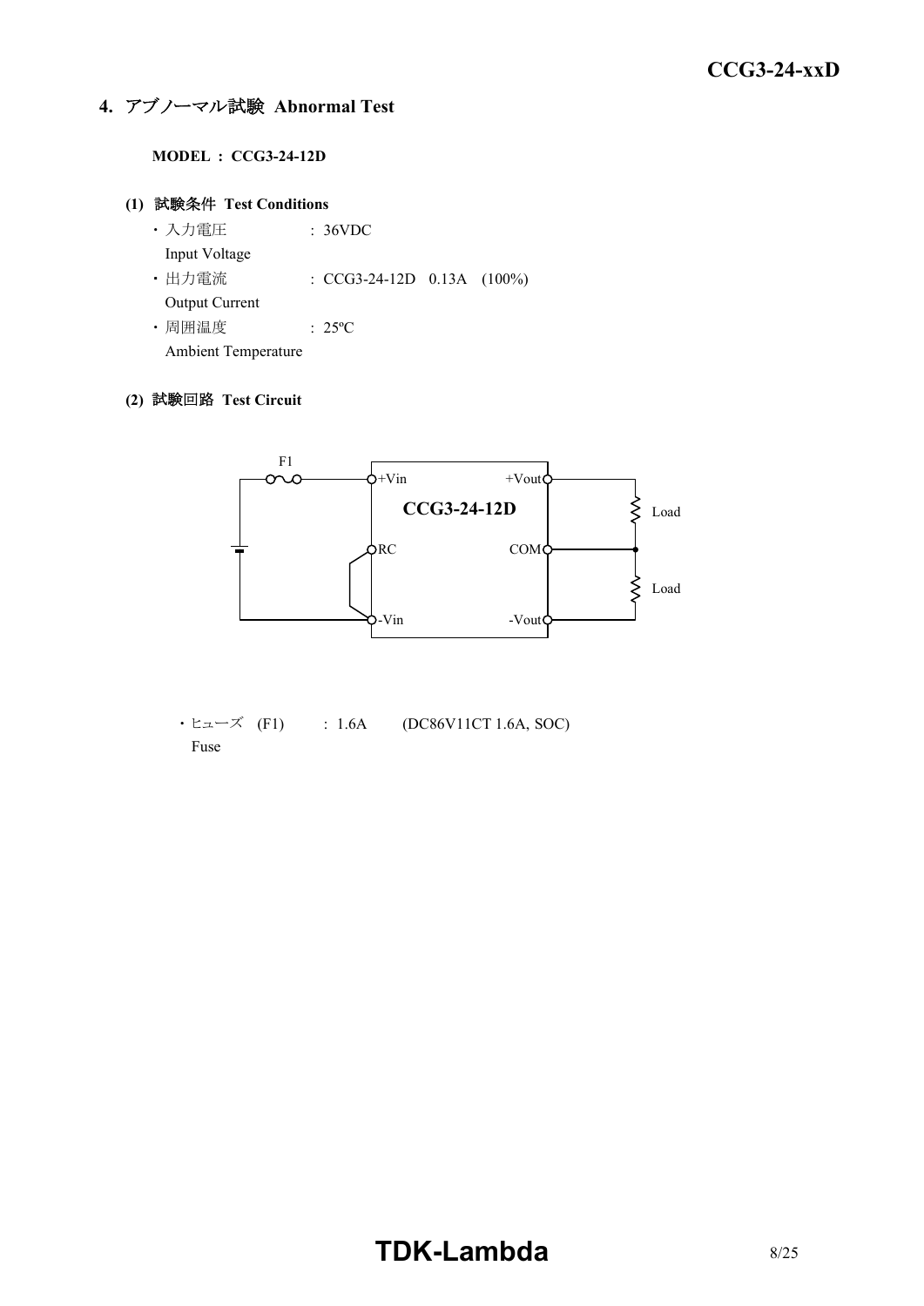## 4. アブノーマル試験 Abnormal Test

**MODEL : CCG3-24-12D**

### (1) 試験条件 Test Conditions

- 入力電圧 : 36VDC
  Input Voltage
- 出力電流 : CCG3-24-12D 0.13A (100%)
  Output Current
- 周囲温度 : 25ºC
  Ambient Temperature

### (2) 試験回路 Test Circuit

F1

+Vin +Vout

**CCG3-24-12D**

Load

RC COM

Load

-Vin -Vout

- ヒューズ (F1) : 1.6A (DC86V11CT 1.6A, SOC)
  Fuse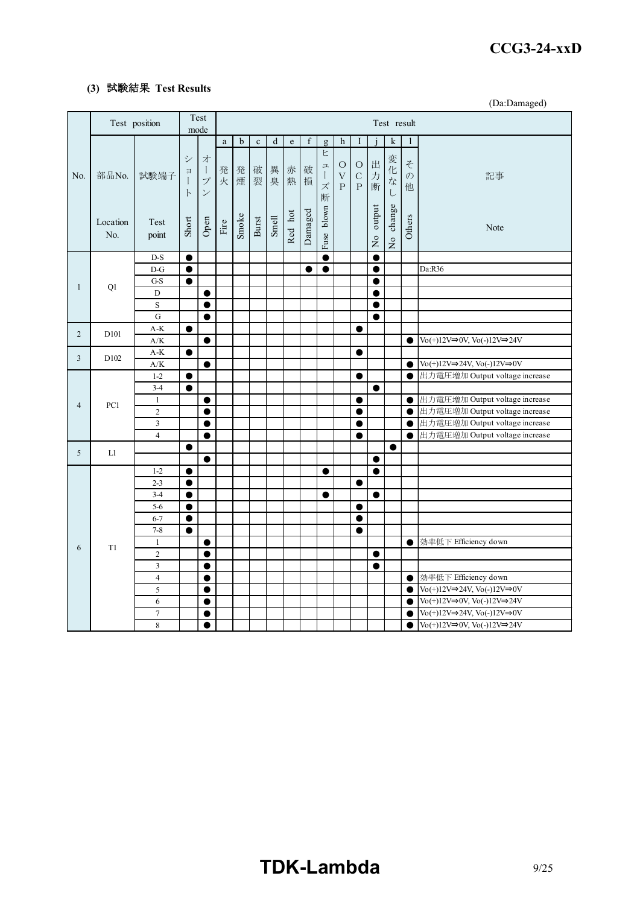**(3) 試験結果 Test Results**

(Da:Damaged)

| No. | 部品No. Location No. | 試験端子 Test point | ショート Short | オープン Open | a 発火 Fire | b 発煙 Smoke | c 破裂 Burst | d 異臭 Smell | e 赤熱 Red hot | f 破損 Damaged | g ヒューズ断 Fuse blown | h OVP | I OCP | j 出力断 No output | k 変化なし No change | l その他 Others | 記事 Note |
|---|---|---|---|---|---|---|---|---|---|---|---|---|---|---|---|---|---|
| 1 | Q1 | D-S | ● | | | | | | | | ● | | | ● | | | |
| | | D-G | ● | | | | | | | ● | ● | | | ● | | | Da:R36 |
| | | G-S | ● | | | | | | | | | | | ● | | | |
| | | D | | ● | | | | | | | | | | ● | | | |
| | | S | | ● | | | | | | | | | | ● | | | |
| | | G | | ● | | | | | | | | | | ● | | | |
| 2 | D101 | A-K | ● | | | | | | | | | | ● | | | | |
| | | A/K | | ● | | | | | | | | | | | | ● | Vo(+)12V⇒0V, Vo(-)12V⇒24V |
| 3 | D102 | A-K | ● | | | | | | | | | | ● | | | | |
| | | A/K | | ● | | | | | | | | | | | | ● | Vo(+)12V⇒24V, Vo(-)12V⇒0V |
| 4 | PC1 | 1-2 | ● | | | | | | | | | | ● | | | ● | 出力電圧増加 Output voltage increase |
| | | 3-4 | ● | | | | | | | | | | | ● | | | |
| | | 1 | | ● | | | | | | | | | ● | | | ● | 出力電圧増加 Output voltage increase |
| | | 2 | | ● | | | | | | | | | ● | | | ● | 出力電圧増加 Output voltage increase |
| | | 3 | | ● | | | | | | | | | ● | | | ● | 出力電圧増加 Output voltage increase |
| | | 4 | | ● | | | | | | | | | ● | | | ● | 出力電圧増加 Output voltage increase |
| 5 | L1 | | ● | | | | | | | | | | | | ● | | |
| | | | | ● | | | | | | | | | | ● | | | |
| 6 | T1 | 1-2 | ● | | | | | | | | ● | | | ● | | | |
| | | 2-3 | ● | | | | | | | | | | ● | | | | |
| | | 3-4 | ● | | | | | | | | ● | | | ● | | | |
| | | 5-6 | ● | | | | | | | | | | ● | | | | |
| | | 6-7 | ● | | | | | | | | | | ● | | | | |
| | | 7-8 | ● | | | | | | | | | | ● | | | | |
| | | 1 | | ● | | | | | | | | | | | | ● | 効率低下 Efficiency down |
| | | 2 | | ● | | | | | | | | | | ● | | | |
| | | 3 | | ● | | | | | | | | | | ● | | | |
| | | 4 | | ● | | | | | | | | | | | | ● | 効率低下 Efficiency down |
| | | 5 | | ● | | | | | | | | | | | | ● | Vo(+)12V⇒24V, Vo(-)12V⇒0V |
| | | 6 | | ● | | | | | | | | | | | | ● | Vo(+)12V⇒0V, Vo(-)12V⇒24V |
| | | 7 | | ● | | | | | | | | | | | | ● | Vo(+)12V⇒24V, Vo(-)12V⇒0V |
| | | 8 | | ● | | | | | | | | | | | | ● | Vo(+)12V⇒0V, Vo(-)12V⇒24V |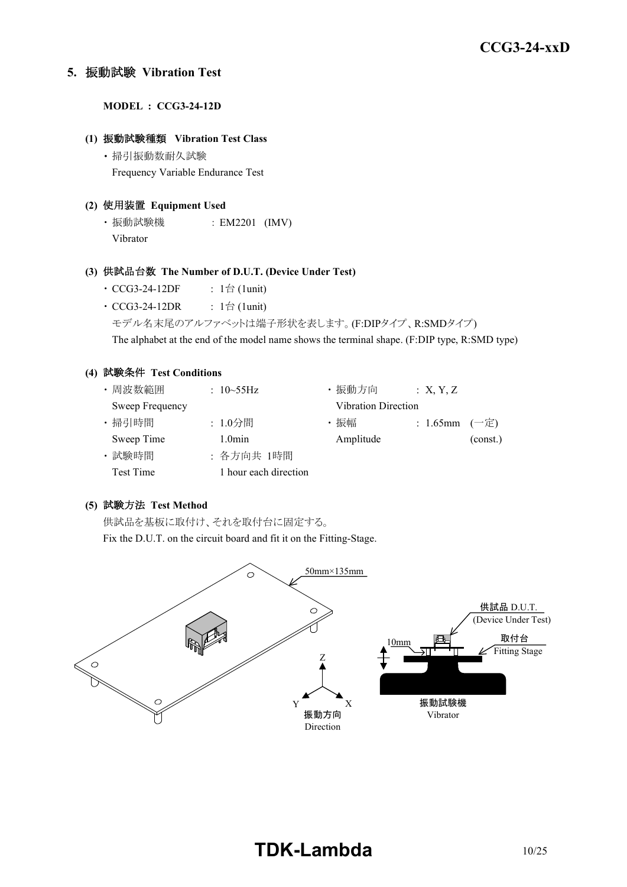## 5. 振動試験 Vibration Test

**MODEL : CCG3-24-12D**

### (1) 振動試験種類 Vibration Test Class

- 掃引振動数耐久試験
  Frequency Variable Endurance Test

### (2) 使用装置 Equipment Used

- 振動試験機 : EM2201 (IMV)
  Vibrator

### (3) 供試品台数 The Number of D.U.T. (Device Under Test)

- CCG3-24-12DF : 1台 (1unit)
- CCG3-24-12DR : 1台 (1unit)

モデル名末尾のアルファベットは端子形状を表します。(F:DIPタイプ、R:SMDタイプ)
The alphabet at the end of the model name shows the terminal shape. (F:DIP type, R:SMD type)

### (4) 試験条件 Test Conditions

- 周波数範囲 Sweep Frequency : 10~55Hz
- 掃引時間 Sweep Time : 1.0分間 1.0min
- 試験時間 Test Time : 各方向共 1時間 1 hour each direction
- 振動方向 Vibration Direction : X, Y, Z
- 振幅 Amplitude : 1.65mm (一定) (const.)

### (5) 試験方法 Test Method

供試品を基板に取付け、それを取付台に固定する。
Fix the D.U.T. on the circuit board and fit it on the Fitting-Stage.

50mm×135mm

振動方向 Direction (X, Y, Z)

供試品 D.U.T. (Device Under Test)

取付台 Fitting Stage

10mm

振動試験機 Vibrator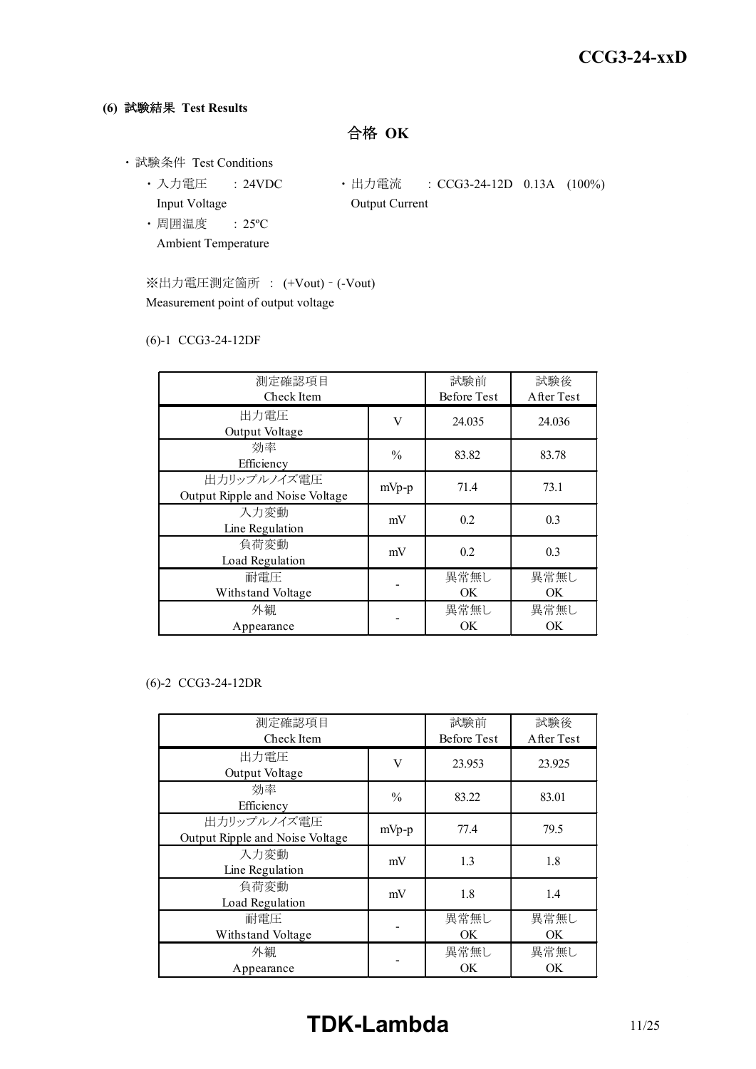**(6) 試験結果 Test Results**

**合格 OK**

・試験条件 Test Conditions

- 入力電圧 : 24VDC　　Input Voltage
- 出力電流 : CCG3-24-12D 0.13A (100%)　　Output Current
- 周囲温度 : 25ºC　　Ambient Temperature

※出力電圧測定箇所 : (+Vout) - (-Vout)
Measurement point of output voltage

(6)-1 CCG3-24-12DF

| 測定確認項目 Check Item | | 試験前 Before Test | 試験後 After Test |
|---|---|---|---|
| 出力電圧 Output Voltage | V | 24.035 | 24.036 |
| 効率 Efficiency | % | 83.82 | 83.78 |
| 出力リップルノイズ電圧 Output Ripple and Noise Voltage | mVp-p | 71.4 | 73.1 |
| 入力変動 Line Regulation | mV | 0.2 | 0.3 |
| 負荷変動 Load Regulation | mV | 0.2 | 0.3 |
| 耐電圧 Withstand Voltage | - | 異常無し OK | 異常無し OK |
| 外観 Appearance | - | 異常無し OK | 異常無し OK |

(6)-2 CCG3-24-12DR

| 測定確認項目 Check Item | | 試験前 Before Test | 試験後 After Test |
|---|---|---|---|
| 出力電圧 Output Voltage | V | 23.953 | 23.925 |
| 効率 Efficiency | % | 83.22 | 83.01 |
| 出力リップルノイズ電圧 Output Ripple and Noise Voltage | mVp-p | 77.4 | 79.5 |
| 入力変動 Line Regulation | mV | 1.3 | 1.8 |
| 負荷変動 Load Regulation | mV | 1.8 | 1.4 |
| 耐電圧 Withstand Voltage | - | 異常無し OK | 異常無し OK |
| 外観 Appearance | - | 異常無し OK | 異常無し OK |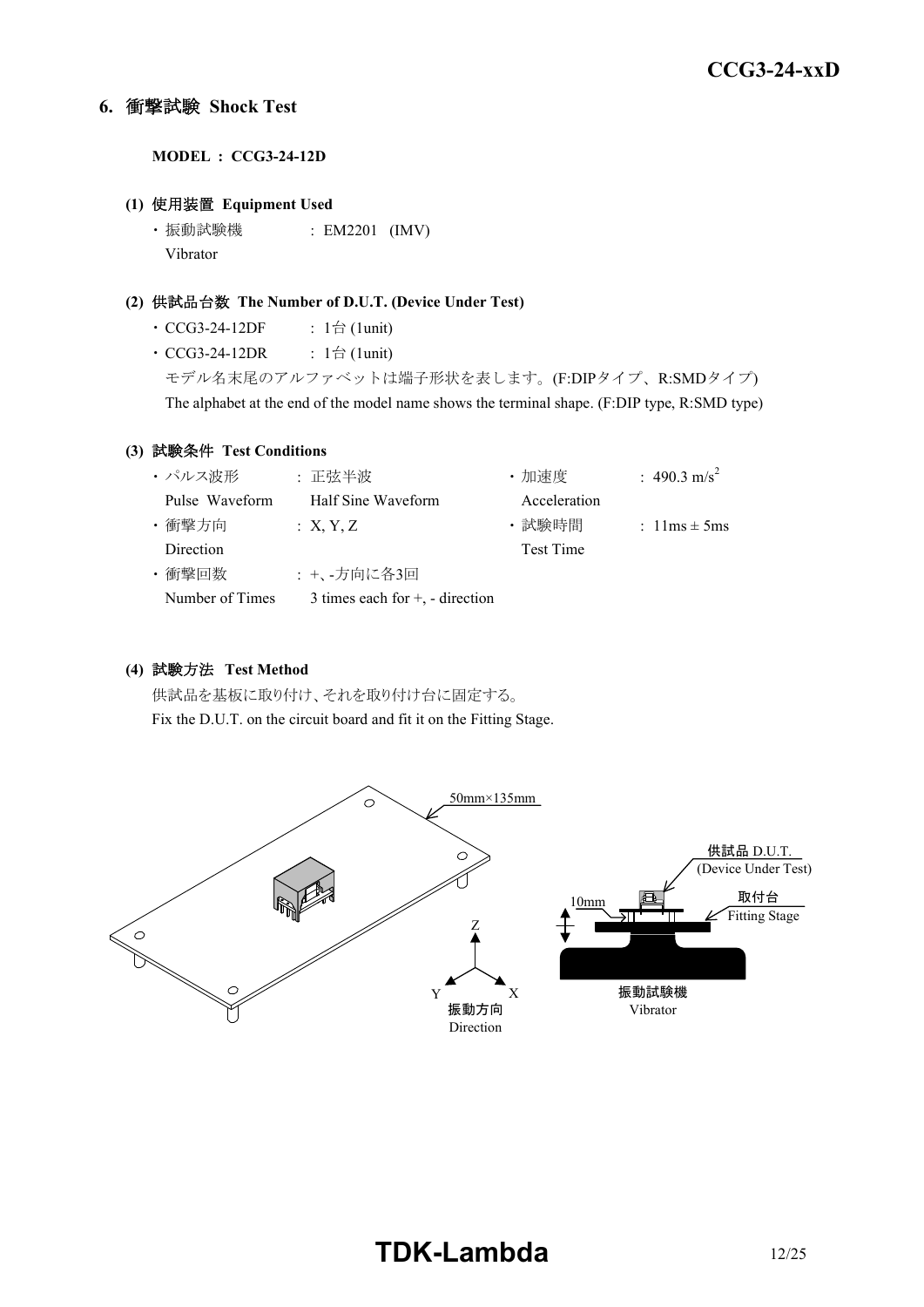## 6. 衝撃試験 Shock Test

**MODEL : CCG3-24-12D**

### (1) 使用装置 Equipment Used

・振動試験機 : EM2201 (IMV)
Vibrator

### (2) 供試品台数 The Number of D.U.T. (Device Under Test)

・CCG3-24-12DF : 1台 (1unit)
・CCG3-24-12DR : 1台 (1unit)

モデル名末尾のアルファベットは端子形状を表します。(F:DIPタイプ、R:SMDタイプ)
The alphabet at the end of the model name shows the terminal shape. (F:DIP type, R:SMD type)

### (3) 試験条件 Test Conditions

| | | | |
|---|---|---|---|
| ・パルス波形 Pulse Waveform | : 正弦半波 Half Sine Waveform | ・加速度 Acceleration | : 490.3 $m/s^2$ |
| ・衝撃方向 Direction | : X, Y, Z | ・試験時間 Test Time | : 11ms ± 5ms |
| ・衝撃回数 Number of Times | : +、-方向に各3回 3 times each for +, - direction | | |

### (4) 試験方法 Test Method

供試品を基板に取り付け、それを取り付け台に固定する。
Fix the D.U.T. on the circuit board and fit it on the Fitting Stage.

50mm×135mm

供試品 D.U.T. (Device Under Test)

取付台 Fitting Stage

10mm

振動試験機 Vibrator

Z, Y, X

振動方向 Direction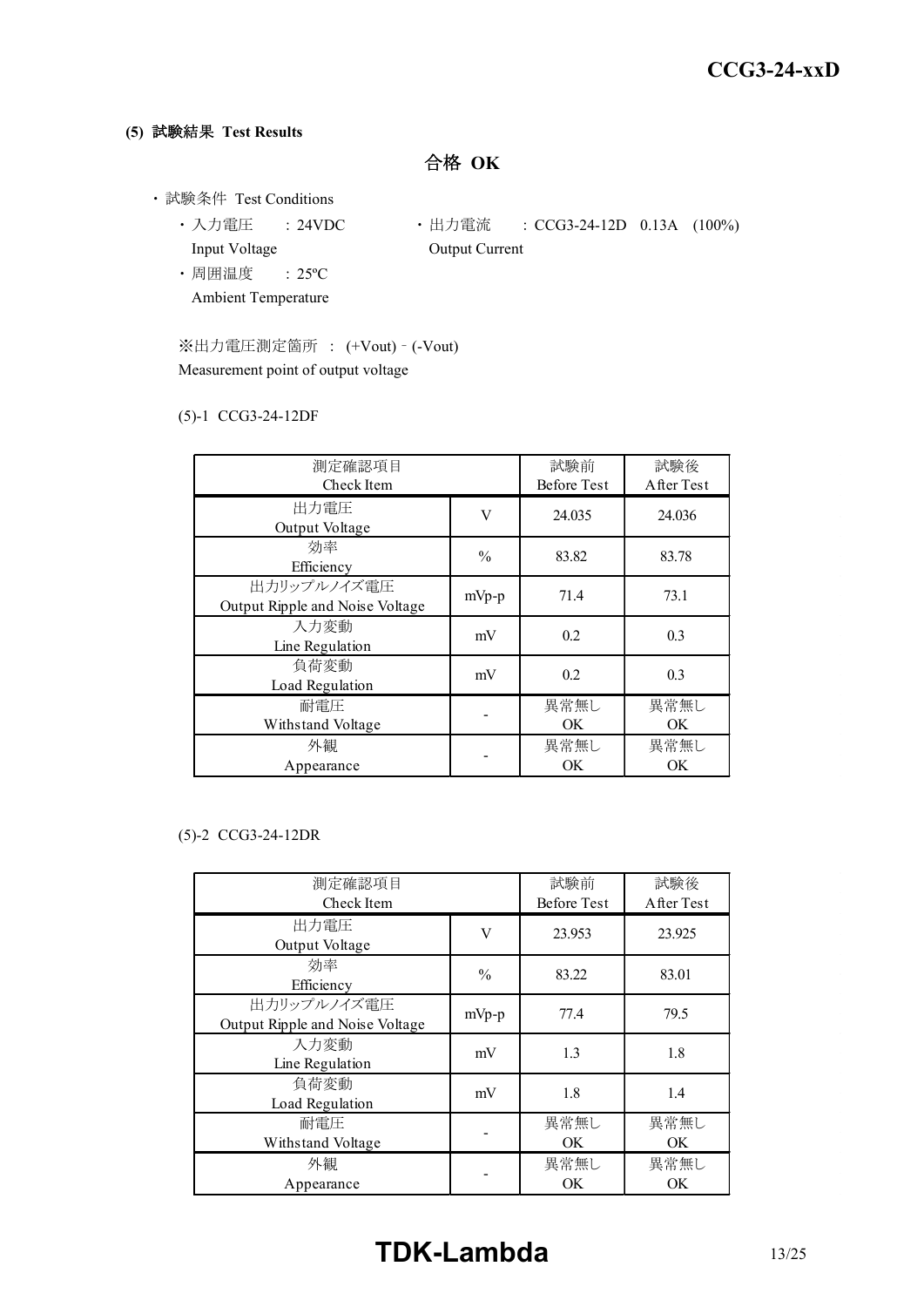#### (5) 試験結果 Test Results

**合格 OK**

- 試験条件 Test Conditions
  - 入力電圧 Input Voltage : 24VDC
  - 出力電流 Output Current : CCG3-24-12D 0.13A (100%)
  - 周囲温度 Ambient Temperature : 25ºC

※出力電圧測定箇所 : (+Vout) - (-Vout)
Measurement point of output voltage

(5)-1 CCG3-24-12DF

| 測定確認項目 Check Item | | 試験前 Before Test | 試験後 After Test |
|---|---|---|---|
| 出力電圧 Output Voltage | V | 24.035 | 24.036 |
| 効率 Efficiency | % | 83.82 | 83.78 |
| 出力リップルノイズ電圧 Output Ripple and Noise Voltage | mVp-p | 71.4 | 73.1 |
| 入力変動 Line Regulation | mV | 0.2 | 0.3 |
| 負荷変動 Load Regulation | mV | 0.2 | 0.3 |
| 耐電圧 Withstand Voltage | - | 異常無し OK | 異常無し OK |
| 外観 Appearance | - | 異常無し OK | 異常無し OK |

(5)-2 CCG3-24-12DR

| 測定確認項目 Check Item | | 試験前 Before Test | 試験後 After Test |
|---|---|---|---|
| 出力電圧 Output Voltage | V | 23.953 | 23.925 |
| 効率 Efficiency | % | 83.22 | 83.01 |
| 出力リップルノイズ電圧 Output Ripple and Noise Voltage | mVp-p | 77.4 | 79.5 |
| 入力変動 Line Regulation | mV | 1.3 | 1.8 |
| 負荷変動 Load Regulation | mV | 1.8 | 1.4 |
| 耐電圧 Withstand Voltage | - | 異常無し OK | 異常無し OK |
| 外観 Appearance | - | 異常無し OK | 異常無し OK |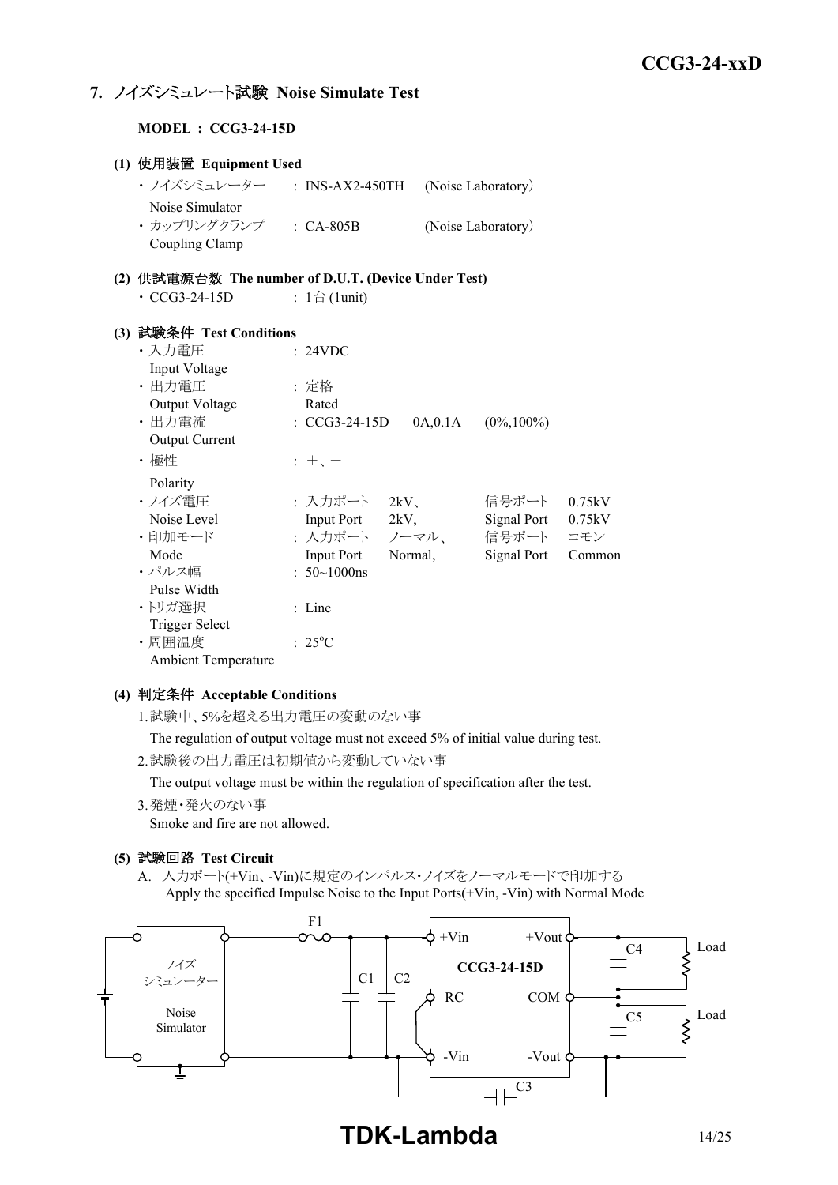## 7. ノイズシミュレート試験 Noise Simulate Test

**MODEL : CCG3-24-15D**

**(1) 使用装置 Equipment Used**

- ノイズシミュレーター Noise Simulator : INS-AX2-450TH (Noise Laboratory)
- カップリングクランプ Coupling Clamp : CA-805B (Noise Laboratory)

**(2) 供試電源台数 The number of D.U.T. (Device Under Test)**

- CCG3-24-15D : 1台 (1unit)

**(3) 試験条件 Test Conditions**

- 入力電圧 Input Voltage : 24VDC
- 出力電圧 Output Voltage : 定格 Rated
- 出力電流 Output Current : CCG3-24-15D 0A,0.1A (0%,100%)
- 極性 Polarity : ＋、－
- ノイズ電圧 Noise Level : 入力ポート Input Port 2kV、 信号ポート Signal Port 0.75kV
- 印加モード Mode : 入力ポート Input Port ノーマル、Normal, 信号ポート Signal Port コモン Common
- パルス幅 Pulse Width : 50~1000ns
- トリガ選択 Trigger Select : Line
- 周囲温度 Ambient Temperature : 25°C

**(4) 判定条件 Acceptable Conditions**

1. 試験中、5%を超える出力電圧の変動のない事
   The regulation of output voltage must not exceed 5% of initial value during test.
2. 試験後の出力電圧は初期値から変動していない事
   The output voltage must be within the regulation of specification after the test.
3. 発煙・発火のない事
   Smoke and fire are not allowed.

**(5) 試験回路 Test Circuit**

A. 入力ポート(+Vin、-Vin)に規定のインパルス・ノイズをノーマルモードで印加する
Apply the specified Impulse Noise to the Input Ports(+Vin, -Vin) with Normal Mode

ノイズシミュレーター Noise Simulator — F1 — C1, C2 — +Vin, RC, -Vin — CCG3-24-15D — +Vout, COM, -Vout — C4, C5 — Load, Load — C3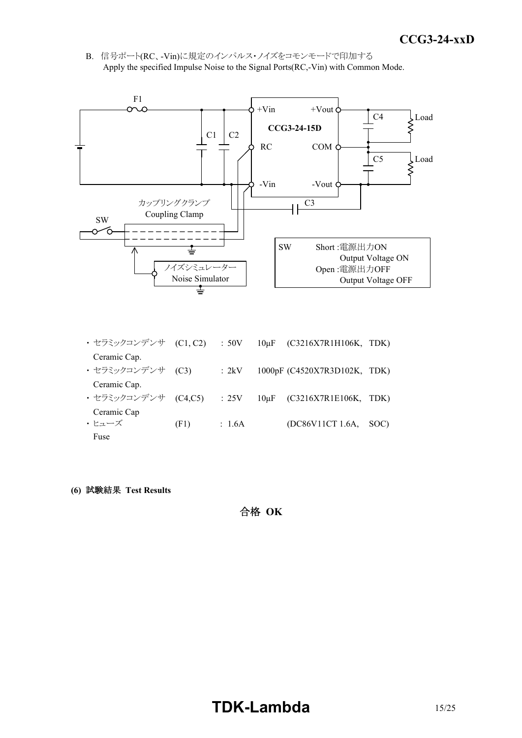B. 信号ポート(RC、-Vin)に規定のインパルス･ノイズをコモンモードで印加する
Apply the specified Impulse Noise to the Signal Ports(RC,-Vin) with Common Mode.

・セラミックコンデンサ (C1, C2) : 50V 10μF (C3216X7R1H106K, TDK)
Ceramic Cap.

・セラミックコンデンサ (C3) : 2kV 1000pF (C4520X7R3D102K, TDK)
Ceramic Cap.

・セラミックコンデンサ (C4,C5) : 25V 10μF (C3216X7R1E106K, TDK)
Ceramic Cap

・ヒューズ (F1) : 1.6A (DC86V11CT 1.6A, SOC)
Fuse

**(6) 試験結果 Test Results**

合格 **OK**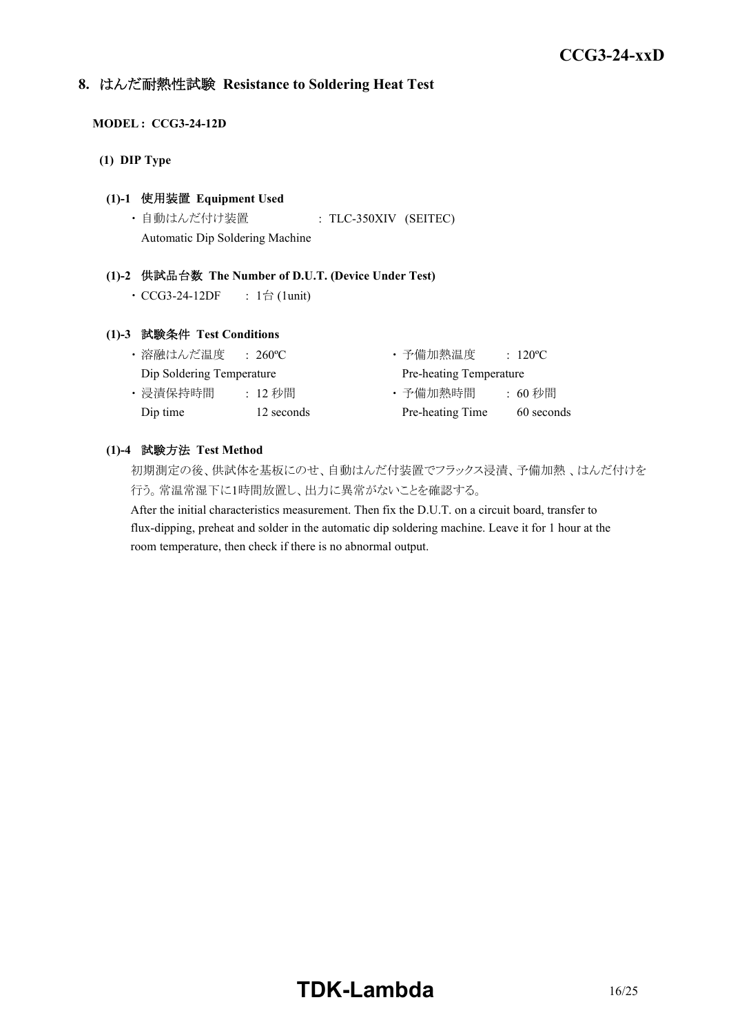## 8. はんだ耐熱性試験 Resistance to Soldering Heat Test

**MODEL : CCG3-24-12D**

### (1) DIP Type

#### (1)-1 使用装置 Equipment Used

・自動はんだ付け装置 : TLC-350XIV (SEITEC)
Automatic Dip Soldering Machine

#### (1)-2 供試品台数 The Number of D.U.T. (Device Under Test)

・CCG3-24-12DF : 1台 (1unit)

#### (1)-3 試験条件 Test Conditions

・溶融はんだ温度 : 260ºC
Dip Soldering Temperature

・浸漬保持時間 : 12 秒間
Dip time 12 seconds

・予備加熱温度 : 120ºC
Pre-heating Temperature

・予備加熱時間 : 60 秒間
Pre-heating Time 60 seconds

#### (1)-4 試験方法 Test Method

初期測定の後、供試体を基板にのせ、自動はんだ付装置でフラックス浸漬、予備加熱 、はんだ付けを行う。常温常湿下に1時間放置し、出力に異常がないことを確認する。

After the initial characteristics measurement. Then fix the D.U.T. on a circuit board, transfer to flux-dipping, preheat and solder in the automatic dip soldering machine. Leave it for 1 hour at the room temperature, then check if there is no abnormal output.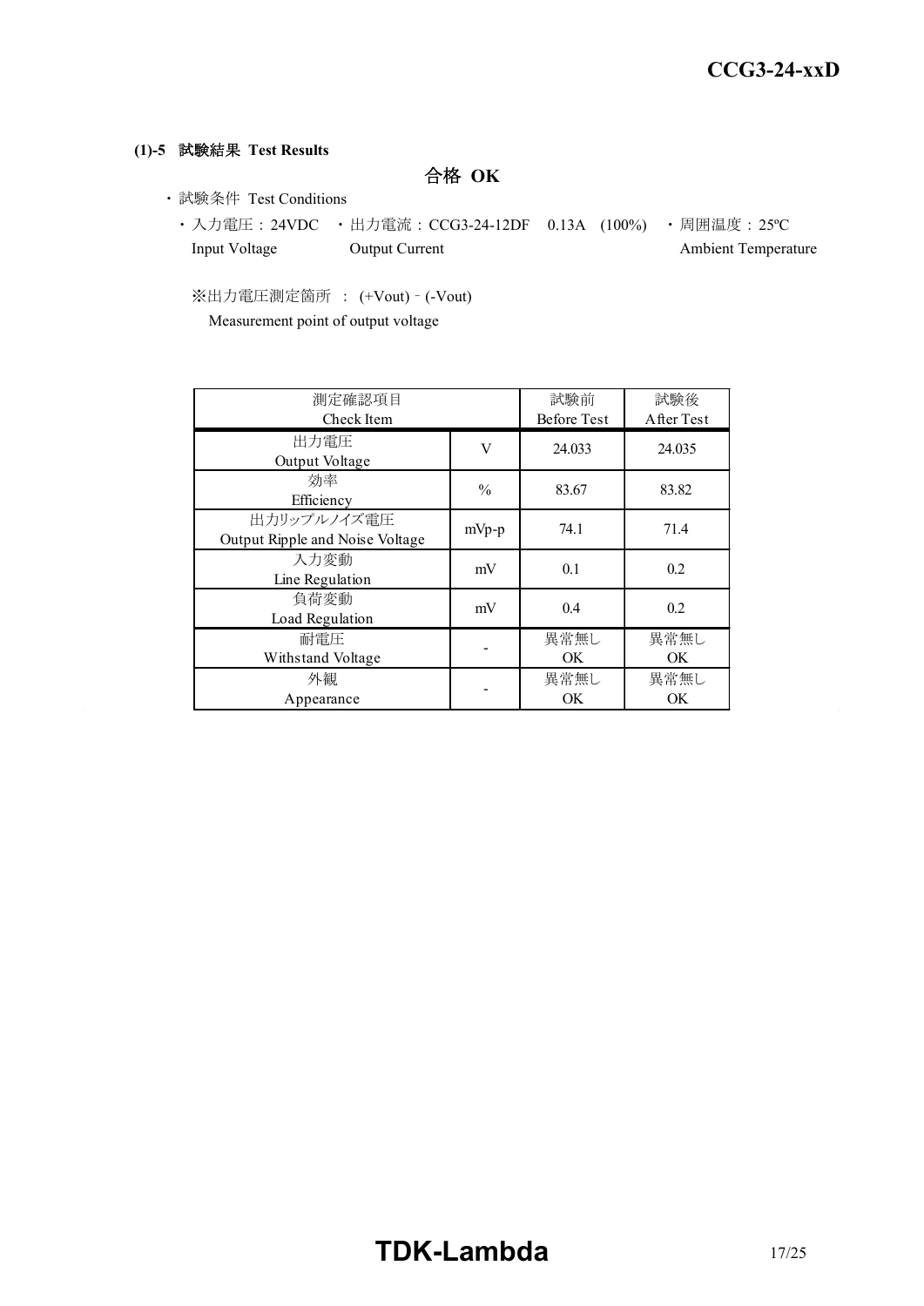#### (1)-5 試験結果 Test Results

**合格 OK**

- 試験条件 Test Conditions
  - 入力電圧：24VDC Input Voltage
  - 出力電流：CCG3-24-12DF 0.13A (100%) Output Current
  - 周囲温度：25ºC Ambient Temperature

※出力電圧測定箇所 ： (+Vout) - (-Vout)
Measurement point of output voltage

| 測定確認項目 Check Item | | 試験前 Before Test | 試験後 After Test |
|---|---|---|---|
| 出力電圧 Output Voltage | V | 24.033 | 24.035 |
| 効率 Efficiency | % | 83.67 | 83.82 |
| 出力リップルノイズ電圧 Output Ripple and Noise Voltage | mVp-p | 74.1 | 71.4 |
| 入力変動 Line Regulation | mV | 0.1 | 0.2 |
| 負荷変動 Load Regulation | mV | 0.4 | 0.2 |
| 耐電圧 Withstand Voltage | - | 異常無し OK | 異常無し OK |
| 外観 Appearance | - | 異常無し OK | 異常無し OK |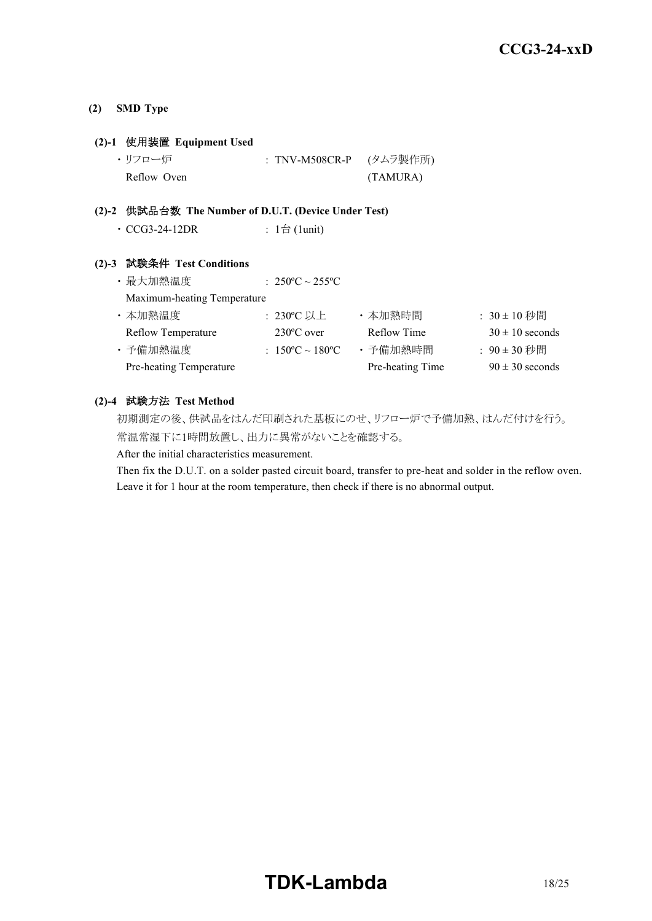### (2) SMD Type

#### (2)-1 使用装置 Equipment Used

・リフロー炉 : TNV-M508CR-P (タムラ製作所)
Reflow Oven (TAMURA)

#### (2)-2 供試品台数 The Number of D.U.T. (Device Under Test)

・CCG3-24-12DR : 1台 (1unit)

#### (2)-3 試験条件 Test Conditions

・最大加熱温度 : 250ºC ~ 255ºC
Maximum-heating Temperature

| | | | |
|---|---|---|---|
| ・本加熱温度 Reflow Temperature | : 230ºC 以上 230ºC over | ・本加熱時間 Reflow Time | : 30 ± 10 秒間 30 ± 10 seconds |
| ・予備加熱温度 Pre-heating Temperature | : 150ºC ~ 180ºC | ・予備加熱時間 Pre-heating Time | : 90 ± 30 秒間 90 ± 30 seconds |

#### (2)-4 試験方法 Test Method

初期測定の後、供試品をはんだ印刷された基板にのせ、リフロー炉で予備加熱、はんだ付けを行う。
常温常湿下に1時間放置し、出力に異常がないことを確認する。

After the initial characteristics measurement.
Then fix the D.U.T. on a solder pasted circuit board, transfer to pre-heat and solder in the reflow oven.
Leave it for 1 hour at the room temperature, then check if there is no abnormal output.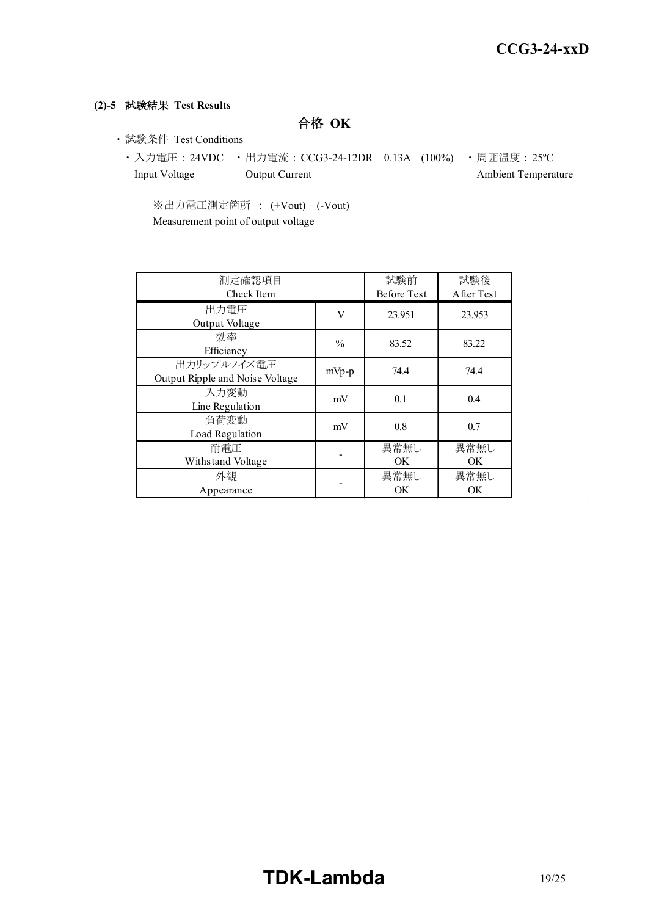**(2)-5 試験結果 Test Results**

**合格 OK**

- 試験条件 Test Conditions
  - 入力電圧：24VDC Input Voltage
  - 出力電流：CCG3-24-12DR 0.13A (100%) Output Current
  - 周囲温度：25ºC Ambient Temperature

※出力電圧測定箇所 ： (+Vout) - (-Vout)
Measurement point of output voltage

| 測定確認項目 Check Item | | 試験前 Before Test | 試験後 After Test |
|---|---|---|---|
| 出力電圧 Output Voltage | V | 23.951 | 23.953 |
| 効率 Efficiency | % | 83.52 | 83.22 |
| 出力リップルノイズ電圧 Output Ripple and Noise Voltage | mVp-p | 74.4 | 74.4 |
| 入力変動 Line Regulation | mV | 0.1 | 0.4 |
| 負荷変動 Load Regulation | mV | 0.8 | 0.7 |
| 耐電圧 Withstand Voltage | - | 異常無し OK | 異常無し OK |
| 外観 Appearance | - | 異常無し OK | 異常無し OK |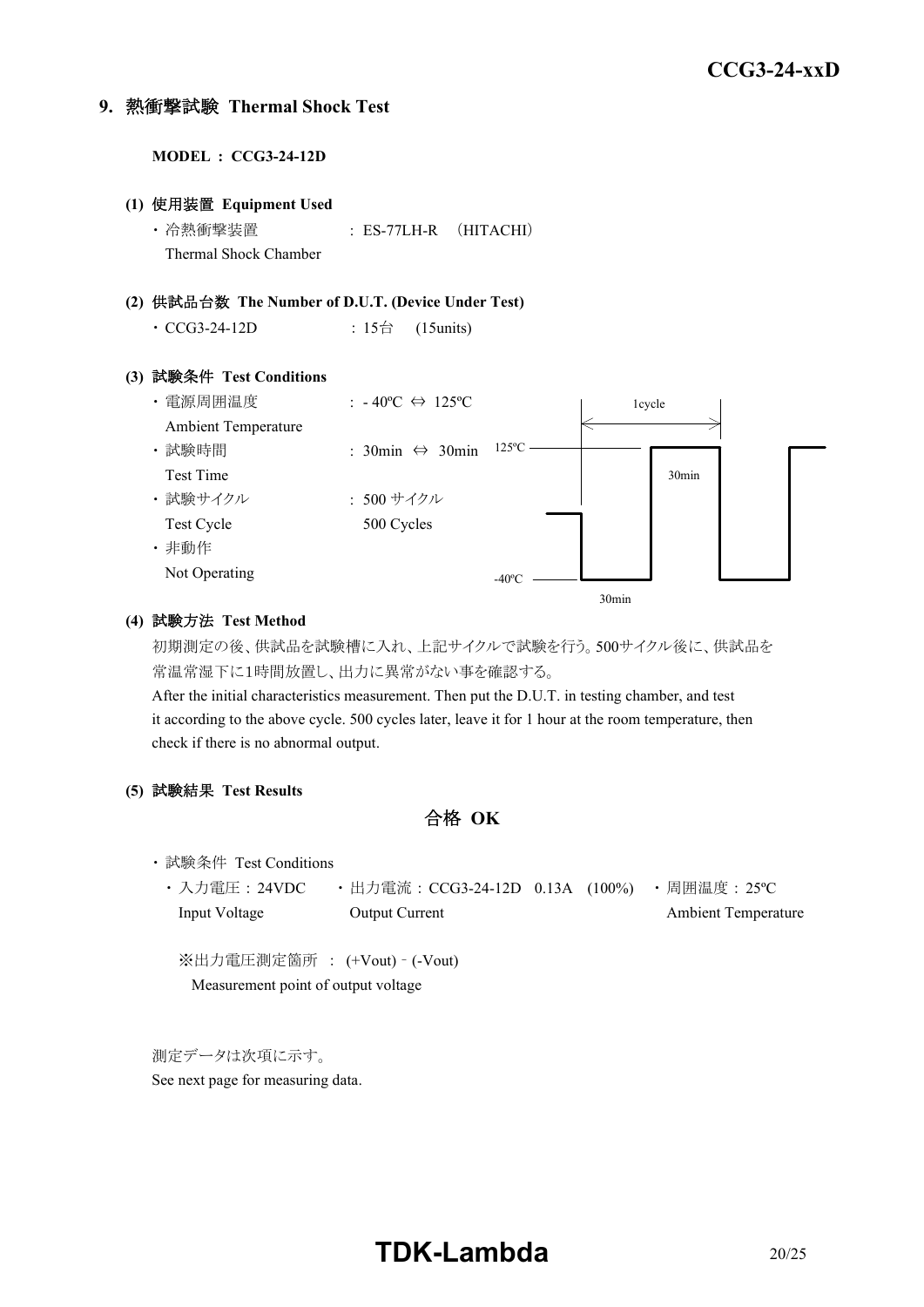## 9. 熱衝撃試験 Thermal Shock Test

**MODEL : CCG3-24-12D**

**(1) 使用装置 Equipment Used**

- 冷熱衝撃装置 : ES-77LH-R （HITACHI）
  Thermal Shock Chamber

**(2) 供試品台数 The Number of D.U.T. (Device Under Test)**

- CCG3-24-12D : 15台 (15units)

**(3) 試験条件 Test Conditions**

- 電源周囲温度 : - 40ºC ⇔ 125ºC
  Ambient Temperature
- 試験時間 : 30min ⇔ 30min
  Test Time
- 試験サイクル : 500 サイクル
  Test Cycle 500 Cycles
- 非動作
  Not Operating

1cycle
125ºC 30min
-40ºC 30min

**(4) 試験方法 Test Method**

初期測定の後、供試品を試験槽に入れ、上記サイクルで試験を行う。500サイクル後に、供試品を常温常湿下に1時間放置し、出力に異常がない事を確認する。

After the initial characteristics measurement. Then put the D.U.T. in testing chamber, and test it according to the above cycle. 500 cycles later, leave it for 1 hour at the room temperature, then check if there is no abnormal output.

**(5) 試験結果 Test Results**

**合格 OK**

- 試験条件 Test Conditions
  - 入力電圧 : 24VDC
    Input Voltage
  - 出力電流 : CCG3-24-12D 0.13A (100%)
    Output Current
  - 周囲温度 : 25ºC
    Ambient Temperature

※出力電圧測定箇所 : (+Vout) - (-Vout)
Measurement point of output voltage

測定データは次項に示す。
See next page for measuring data.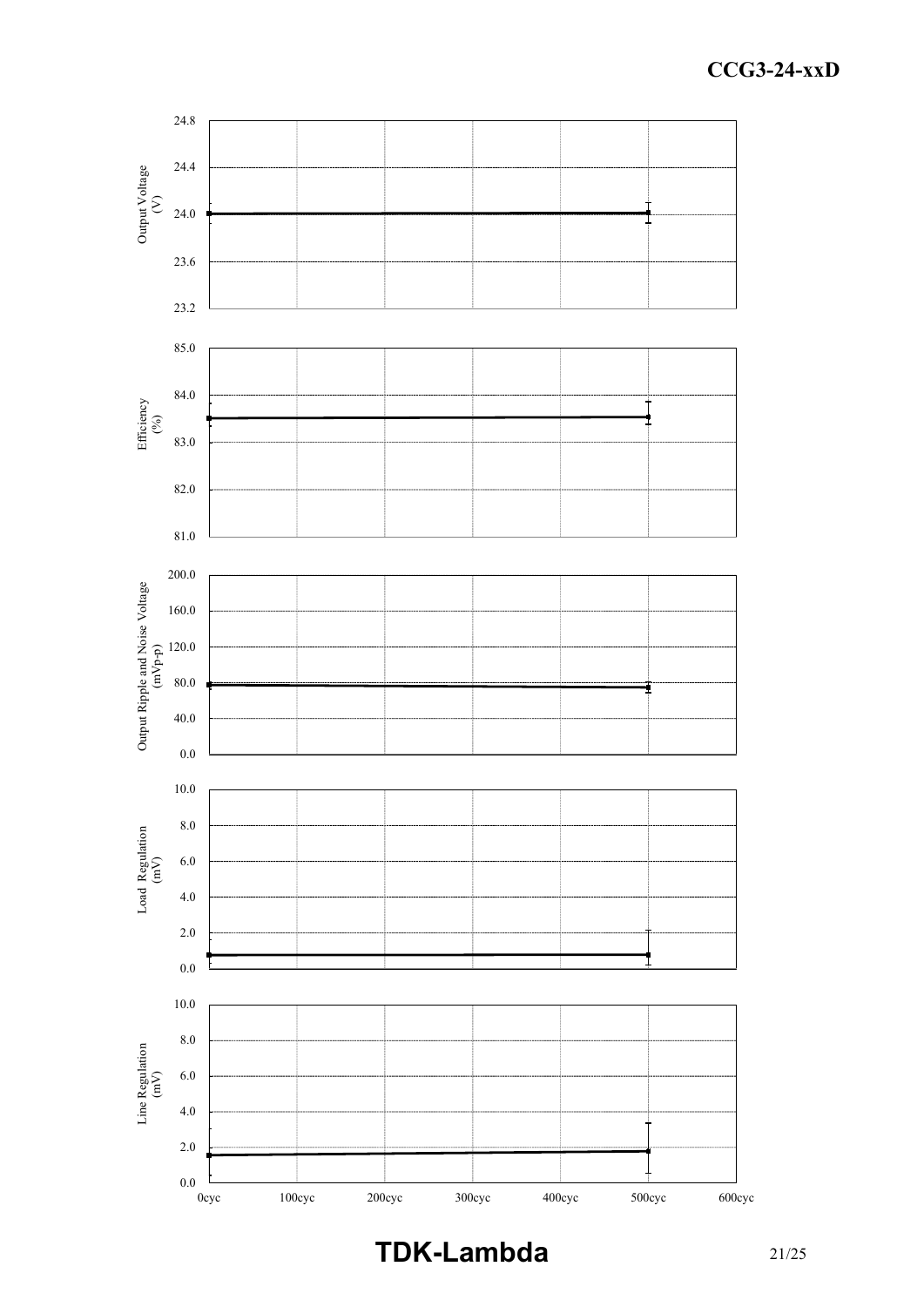24.8

24.4

Output Voltage (V)

24.0

23.6

23.2

85.0

84.0

Efficiency (%)

83.0

82.0

81.0

200.0

160.0

Output Ripple and Noise Voltage (mVp-p)

120.0

80.0

40.0

0.0

10.0

8.0

Load Regulation (mV)

6.0

4.0

2.0

0.0

10.0

8.0

Line Regulation (mV)

6.0

4.0

2.0

0.0

0cyc 100cyc 200cyc 300cyc 400cyc 500cyc 600cyc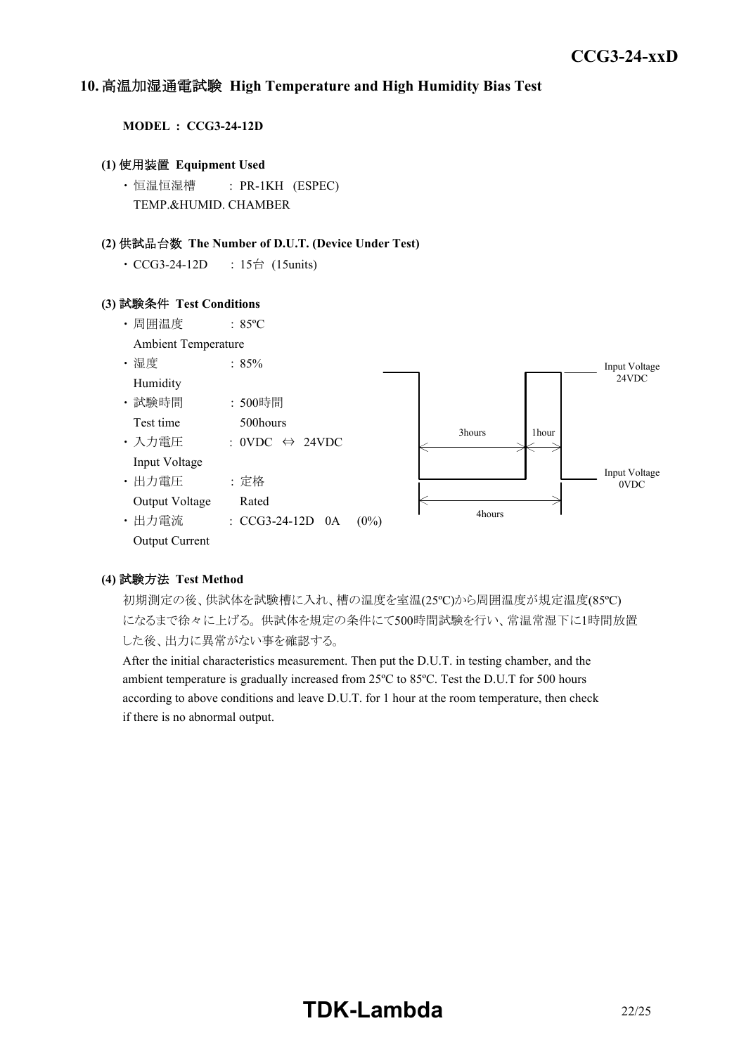## 10. 高温加湿通電試験 High Temperature and High Humidity Bias Test

**MODEL : CCG3-24-12D**

**(1) 使用装置 Equipment Used**

・恒温恒湿槽 : PR-1KH (ESPEC)
TEMP.&HUMID. CHAMBER

**(2) 供試品台数 The Number of D.U.T. (Device Under Test)**

・CCG3-24-12D : 15台 (15units)

**(3) 試験条件 Test Conditions**

・周囲温度 : 85ºC
Ambient Temperature

・湿度 : 85%
Humidity

・試験時間 : 500時間
Test time 500hours

・入力電圧 : 0VDC ⇔ 24VDC
Input Voltage

・出力電圧 : 定格
Output Voltage Rated

・出力電流 : CCG3-24-12D 0A (0%)
Output Current

Input Voltage 24VDC
3hours
1hour
Input Voltage 0VDC
4hours

**(4) 試験方法 Test Method**

初期測定の後、供試体を試験槽に入れ、槽の温度を室温(25ºC)から周囲温度が規定温度(85ºC)になるまで徐々に上げる。供試体を規定の条件にて500時間試験を行い、常温常湿下に1時間放置した後、出力に異常がない事を確認する。

After the initial characteristics measurement. Then put the D.U.T. in testing chamber, and the ambient temperature is gradually increased from 25ºC to 85ºC. Test the D.U.T for 500 hours according to above conditions and leave D.U.T. for 1 hour at the room temperature, then check if there is no abnormal output.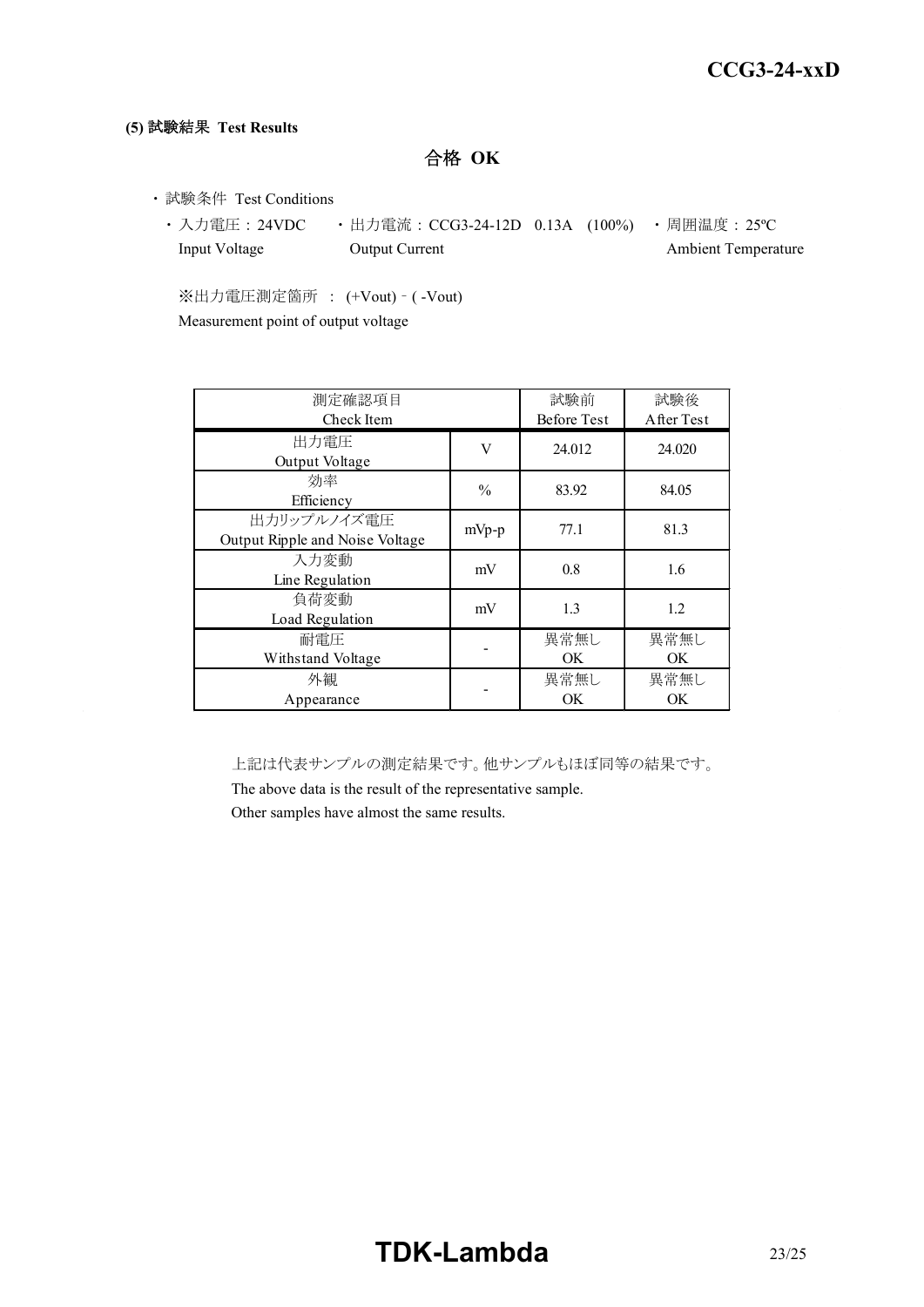**(5) 試験結果 Test Results**

**合格 OK**

- 試験条件 Test Conditions
  - 入力電圧：24VDC Input Voltage
  - 出力電流：CCG3-24-12D 0.13A (100%) Output Current
  - 周囲温度：25ºC Ambient Temperature

※出力電圧測定箇所 ： (+Vout) - ( -Vout)
Measurement point of output voltage

| 測定確認項目<br>Check Item | | 試験前<br>Before Test | 試験後<br>After Test |
|---|---|---|---|
| 出力電圧<br>Output Voltage | V | 24.012 | 24.020 |
| 効率<br>Efficiency | % | 83.92 | 84.05 |
| 出力リップルノイズ電圧<br>Output Ripple and Noise Voltage | mVp-p | 77.1 | 81.3 |
| 入力変動<br>Line Regulation | mV | 0.8 | 1.6 |
| 負荷変動<br>Load Regulation | mV | 1.3 | 1.2 |
| 耐電圧<br>Withstand Voltage | - | 異常無し<br>OK | 異常無し<br>OK |
| 外観<br>Appearance | - | 異常無し<br>OK | 異常無し<br>OK |

上記は代表サンプルの測定結果です。他サンプルもほぼ同等の結果です。
The above data is the result of the representative sample.
Other samples have almost the same results.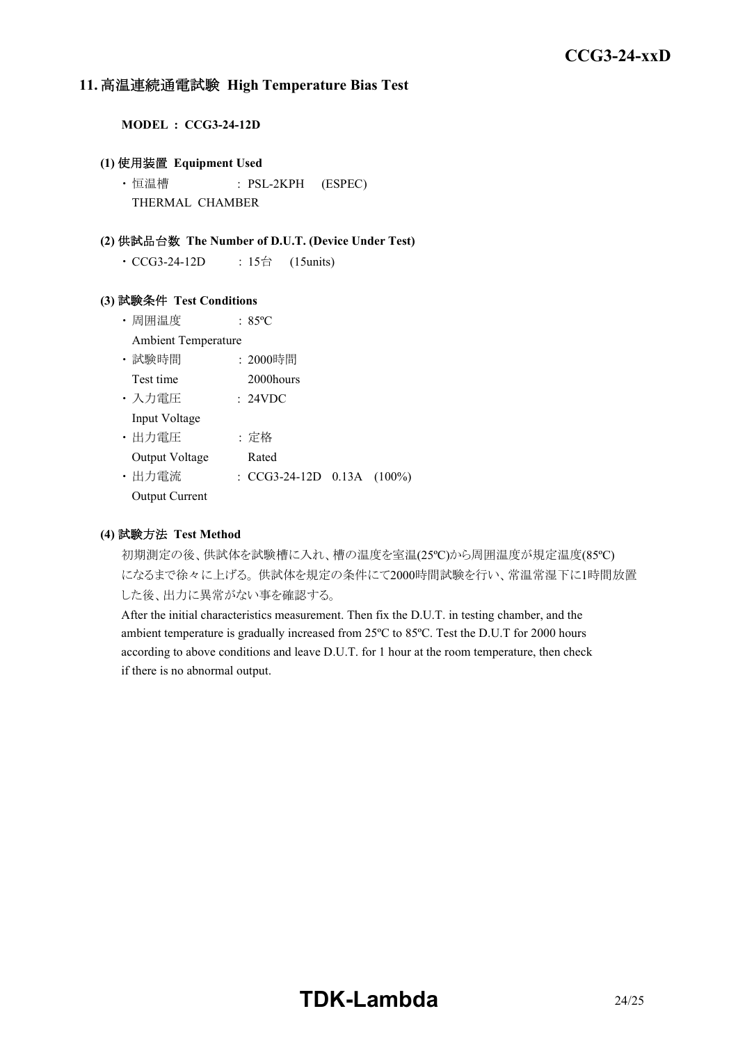## 11. 高温連続通電試験 High Temperature Bias Test

**MODEL : CCG3-24-12D**

**(1) 使用装置 Equipment Used**

・恒温槽 : PSL-2KPH (ESPEC)
THERMAL CHAMBER

**(2) 供試品台数 The Number of D.U.T. (Device Under Test)**

・CCG3-24-12D : 15台 (15units)

**(3) 試験条件 Test Conditions**

・周囲温度 : 85ºC
Ambient Temperature

・試験時間 : 2000時間
Test time 2000hours

・入力電圧 : 24VDC
Input Voltage

・出力電圧 : 定格
Output Voltage Rated

・出力電流 : CCG3-24-12D 0.13A (100%)
Output Current

**(4) 試験方法 Test Method**

初期測定の後、供試体を試験槽に入れ、槽の温度を室温(25ºC)から周囲温度が規定温度(85ºC)になるまで徐々に上げる。供試体を規定の条件にて2000時間試験を行い、常温常湿下に1時間放置した後、出力に異常がない事を確認する。

After the initial characteristics measurement. Then fix the D.U.T. in testing chamber, and the ambient temperature is gradually increased from 25ºC to 85ºC. Test the D.U.T for 2000 hours according to above conditions and leave D.U.T. for 1 hour at the room temperature, then check if there is no abnormal output.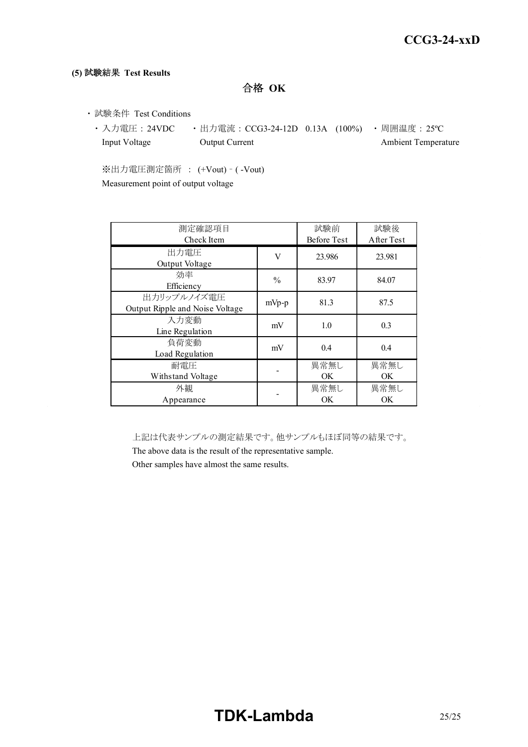**(5) 試験結果 Test Results**

**合格 OK**

- 試験条件 Test Conditions
  - 入力電圧：24VDC Input Voltage
  - 出力電流：CCG3-24-12D 0.13A (100%) Output Current
  - 周囲温度：25ºC Ambient Temperature

※出力電圧測定箇所 ： (+Vout) - ( -Vout)
Measurement point of output voltage

| 測定確認項目 Check Item | | 試験前 Before Test | 試験後 After Test |
|---|---|---|---|
| 出力電圧 Output Voltage | V | 23.986 | 23.981 |
| 効率 Efficiency | % | 83.97 | 84.07 |
| 出力リップルノイズ電圧 Output Ripple and Noise Voltage | mVp-p | 81.3 | 87.5 |
| 入力変動 Line Regulation | mV | 1.0 | 0.3 |
| 負荷変動 Load Regulation | mV | 0.4 | 0.4 |
| 耐電圧 Withstand Voltage | - | 異常無し OK | 異常無し OK |
| 外観 Appearance | - | 異常無し OK | 異常無し OK |

上記は代表サンプルの測定結果です。他サンプルもほぼ同等の結果です。
The above data is the result of the representative sample.
Other samples have almost the same results.